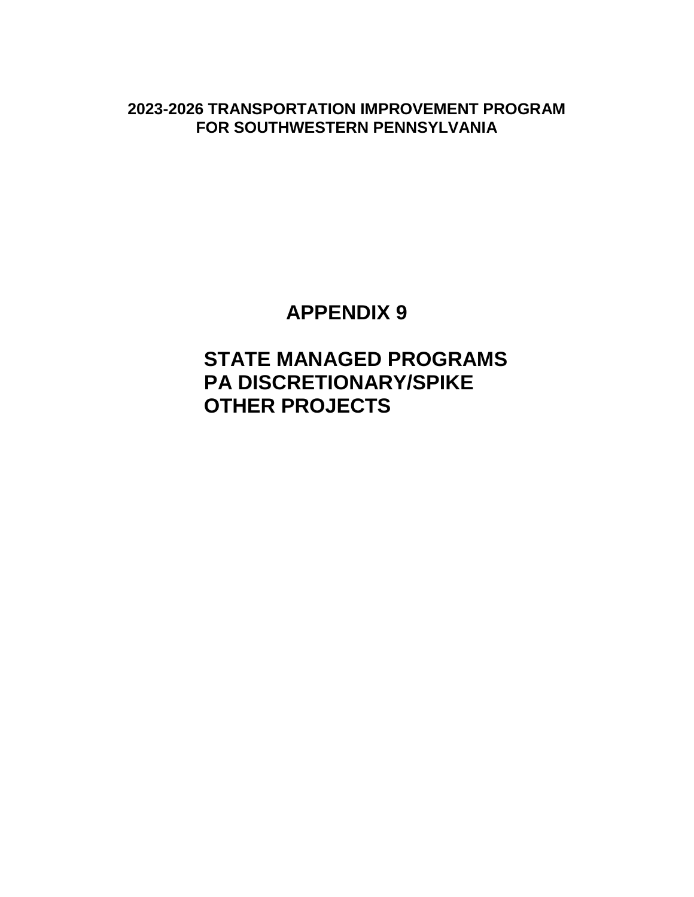**2023-2026 TRANSPORTATION IMPROVEMENT PROGRAM**
**FOR SOUTHWESTERN PENNSYLVANIA**

# APPENDIX 9

## STATE MANAGED PROGRAMS
## PA DISCRETIONARY/SPIKE
## OTHER PROJECTS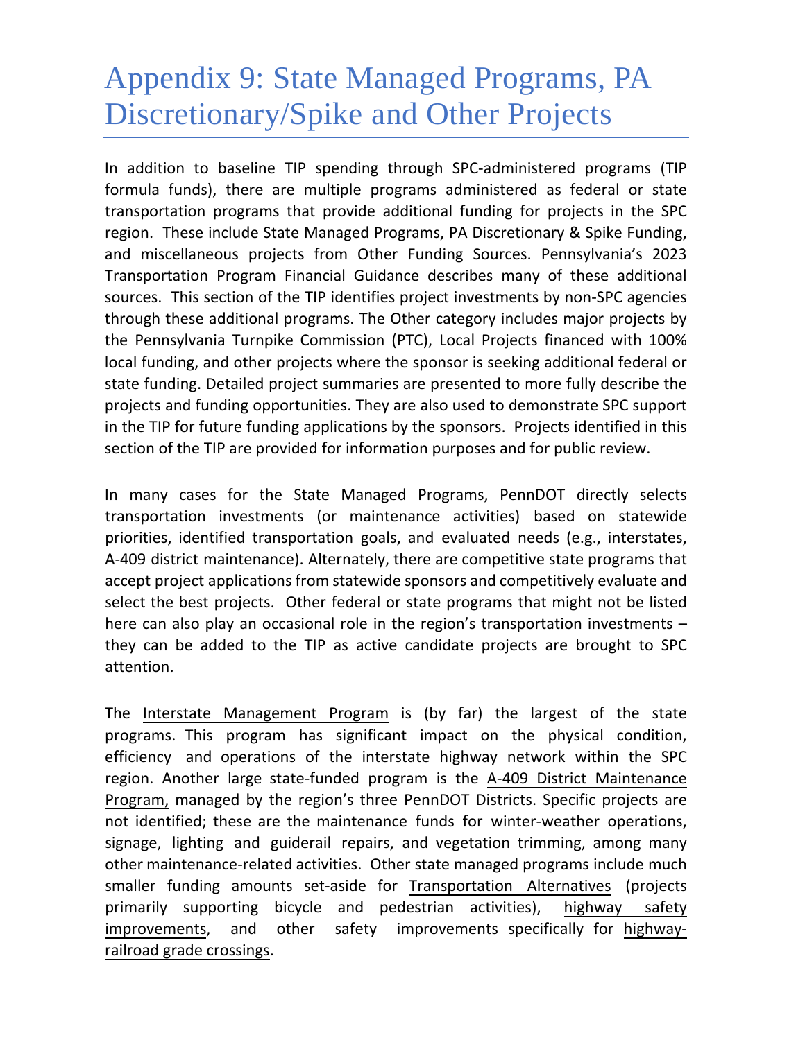# Appendix 9: State Managed Programs, PA Discretionary/Spike and Other Projects

In addition to baseline TIP spending through SPC-administered programs (TIP formula funds), there are multiple programs administered as federal or state transportation programs that provide additional funding for projects in the SPC region. These include State Managed Programs, PA Discretionary & Spike Funding, and miscellaneous projects from Other Funding Sources. Pennsylvania's 2023 Transportation Program Financial Guidance describes many of these additional sources. This section of the TIP identifies project investments by non-SPC agencies through these additional programs. The Other category includes major projects by the Pennsylvania Turnpike Commission (PTC), Local Projects financed with 100% local funding, and other projects where the sponsor is seeking additional federal or state funding. Detailed project summaries are presented to more fully describe the projects and funding opportunities. They are also used to demonstrate SPC support in the TIP for future funding applications by the sponsors. Projects identified in this section of the TIP are provided for information purposes and for public review.

In many cases for the State Managed Programs, PennDOT directly selects transportation investments (or maintenance activities) based on statewide priorities, identified transportation goals, and evaluated needs (e.g., interstates, A-409 district maintenance). Alternately, there are competitive state programs that accept project applications from statewide sponsors and competitively evaluate and select the best projects. Other federal or state programs that might not be listed here can also play an occasional role in the region's transportation investments – they can be added to the TIP as active candidate projects are brought to SPC attention.

The Interstate Management Program is (by far) the largest of the state programs. This program has significant impact on the physical condition, efficiency and operations of the interstate highway network within the SPC region. Another large state-funded program is the A-409 District Maintenance Program, managed by the region's three PennDOT Districts. Specific projects are not identified; these are the maintenance funds for winter-weather operations, signage, lighting and guiderail repairs, and vegetation trimming, among many other maintenance-related activities. Other state managed programs include much smaller funding amounts set-aside for Transportation Alternatives (projects primarily supporting bicycle and pedestrian activities), highway safety improvements, and other safety improvements specifically for highway-railroad grade crossings.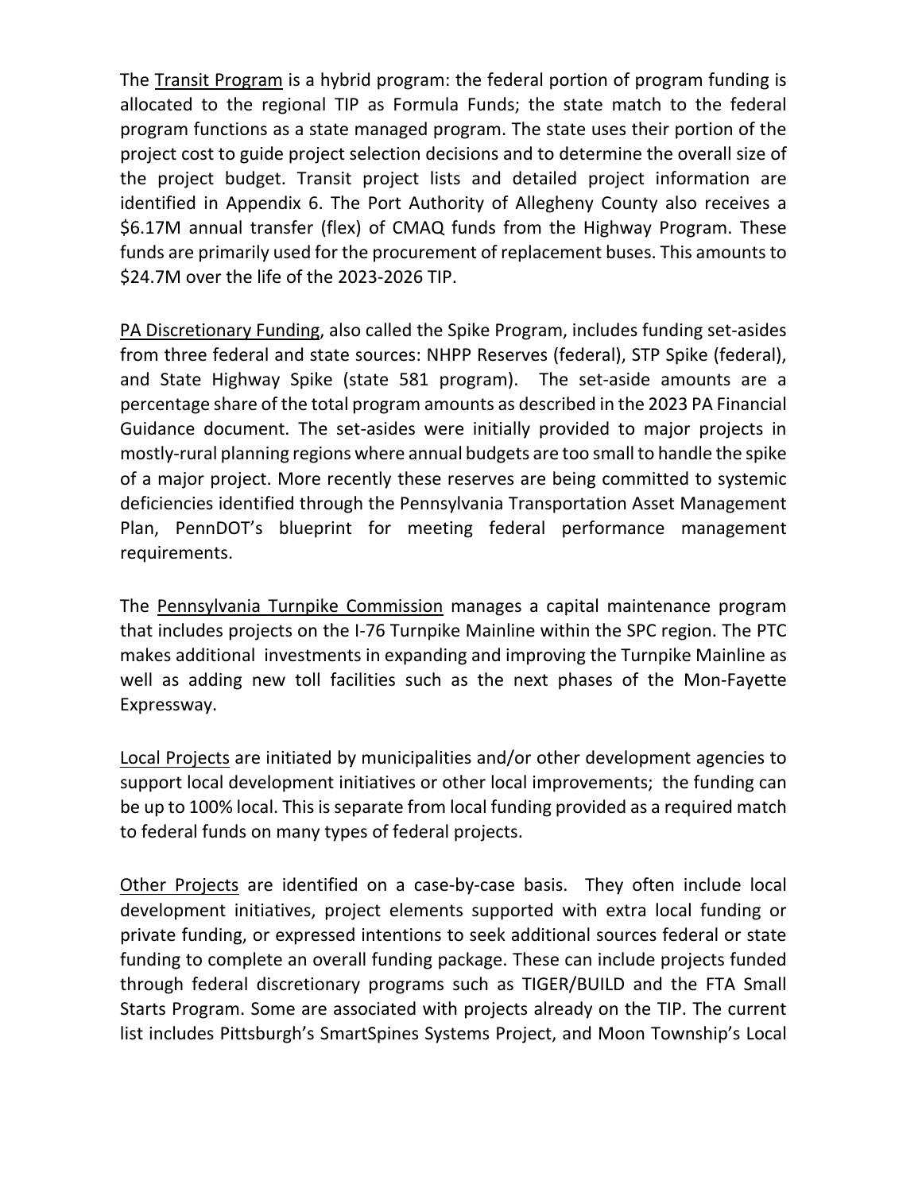The Transit Program is a hybrid program: the federal portion of program funding is allocated to the regional TIP as Formula Funds; the state match to the federal program functions as a state managed program. The state uses their portion of the project cost to guide project selection decisions and to determine the overall size of the project budget. Transit project lists and detailed project information are identified in Appendix 6. The Port Authority of Allegheny County also receives a $6.17M annual transfer (flex) of CMAQ funds from the Highway Program. These funds are primarily used for the procurement of replacement buses. This amounts to $24.7M over the life of the 2023-2026 TIP.

PA Discretionary Funding, also called the Spike Program, includes funding set-asides from three federal and state sources: NHPP Reserves (federal), STP Spike (federal), and State Highway Spike (state 581 program). The set-aside amounts are a percentage share of the total program amounts as described in the 2023 PA Financial Guidance document. The set-asides were initially provided to major projects in mostly-rural planning regions where annual budgets are too small to handle the spike of a major project. More recently these reserves are being committed to systemic deficiencies identified through the Pennsylvania Transportation Asset Management Plan, PennDOT's blueprint for meeting federal performance management requirements.

The Pennsylvania Turnpike Commission manages a capital maintenance program that includes projects on the I-76 Turnpike Mainline within the SPC region. The PTC makes additional investments in expanding and improving the Turnpike Mainline as well as adding new toll facilities such as the next phases of the Mon-Fayette Expressway.

Local Projects are initiated by municipalities and/or other development agencies to support local development initiatives or other local improvements; the funding can be up to 100% local. This is separate from local funding provided as a required match to federal funds on many types of federal projects.

Other Projects are identified on a case-by-case basis. They often include local development initiatives, project elements supported with extra local funding or private funding, or expressed intentions to seek additional sources federal or state funding to complete an overall funding package. These can include projects funded through federal discretionary programs such as TIGER/BUILD and the FTA Small Starts Program. Some are associated with projects already on the TIP. The current list includes Pittsburgh's SmartSpines Systems Project, and Moon Township's Local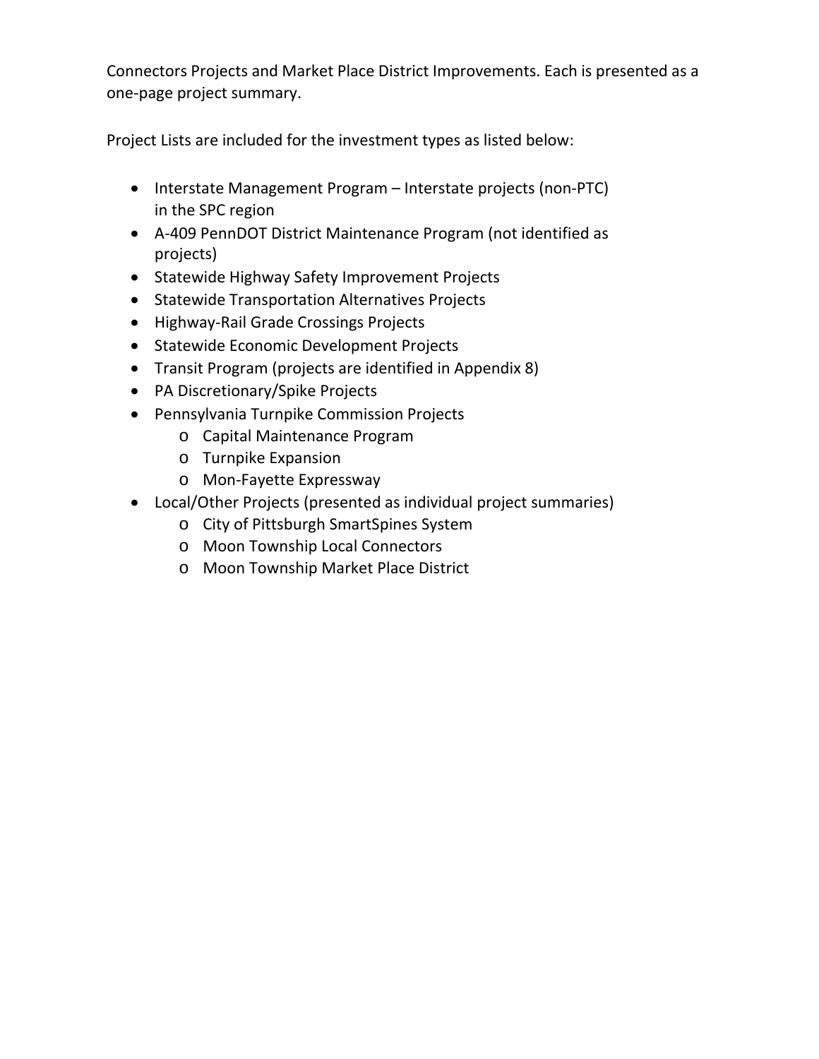Connectors Projects and Market Place District Improvements. Each is presented as a one-page project summary.

Project Lists are included for the investment types as listed below:

- Interstate Management Program – Interstate projects (non-PTC) in the SPC region
- A-409 PennDOT District Maintenance Program (not identified as projects)
- Statewide Highway Safety Improvement Projects
- Statewide Transportation Alternatives Projects
- Highway-Rail Grade Crossings Projects
- Statewide Economic Development Projects
- Transit Program (projects are identified in Appendix 8)
- PA Discretionary/Spike Projects
- Pennsylvania Turnpike Commission Projects
  - Capital Maintenance Program
  - Turnpike Expansion
  - Mon-Fayette Expressway
- Local/Other Projects (presented as individual project summaries)
  - City of Pittsburgh SmartSpines System
  - Moon Township Local Connectors
  - Moon Township Market Place District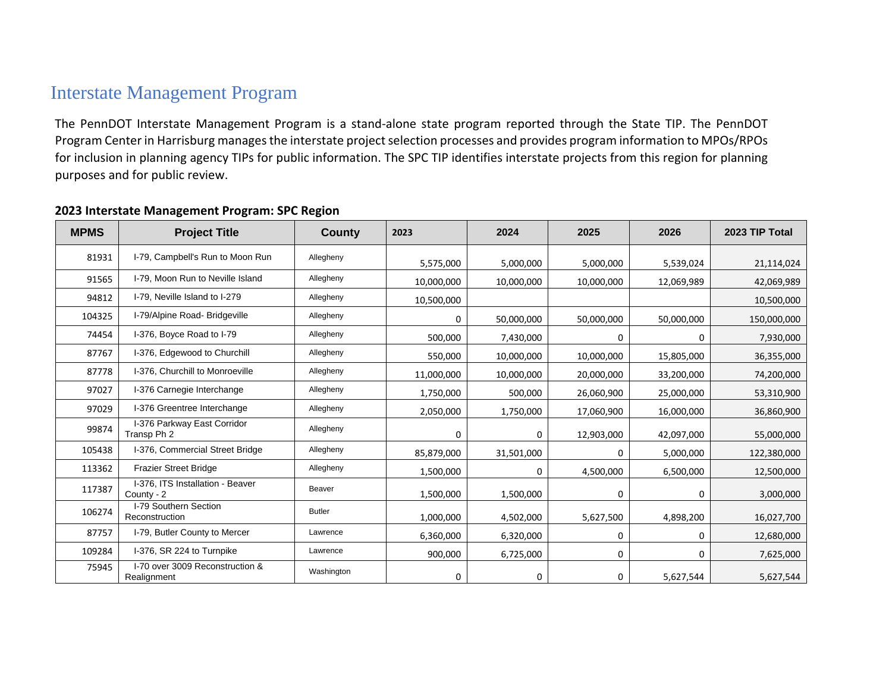# Interstate Management Program

The PennDOT Interstate Management Program is a stand-alone state program reported through the State TIP. The PennDOT Program Center in Harrisburg manages the interstate project selection processes and provides program information to MPOs/RPOs for inclusion in planning agency TIPs for public information. The SPC TIP identifies interstate projects from this region for planning purposes and for public review.

**2023 Interstate Management Program: SPC Region**

| MPMS | Project Title | County | 2023 | 2024 | 2025 | 2026 | 2023 TIP Total |
|---|---|---|---|---|---|---|---|
| 81931 | I-79, Campbell's Run to Moon Run | Allegheny | 5,575,000 | 5,000,000 | 5,000,000 | 5,539,024 | 21,114,024 |
| 91565 | I-79, Moon Run to Neville Island | Allegheny | 10,000,000 | 10,000,000 | 10,000,000 | 12,069,989 | 42,069,989 |
| 94812 | I-79, Neville Island to I-279 | Allegheny | 10,500,000 | | | | 10,500,000 |
| 104325 | I-79/Alpine Road- Bridgeville | Allegheny | 0 | 50,000,000 | 50,000,000 | 50,000,000 | 150,000,000 |
| 74454 | I-376, Boyce Road to I-79 | Allegheny | 500,000 | 7,430,000 | 0 | 0 | 7,930,000 |
| 87767 | I-376, Edgewood to Churchill | Allegheny | 550,000 | 10,000,000 | 10,000,000 | 15,805,000 | 36,355,000 |
| 87778 | I-376, Churchill to Monroeville | Allegheny | 11,000,000 | 10,000,000 | 20,000,000 | 33,200,000 | 74,200,000 |
| 97027 | I-376 Carnegie Interchange | Allegheny | 1,750,000 | 500,000 | 26,060,900 | 25,000,000 | 53,310,900 |
| 97029 | I-376 Greentree Interchange | Allegheny | 2,050,000 | 1,750,000 | 17,060,900 | 16,000,000 | 36,860,900 |
| 99874 | I-376 Parkway East Corridor Transp Ph 2 | Allegheny | 0 | 0 | 12,903,000 | 42,097,000 | 55,000,000 |
| 105438 | I-376, Commercial Street Bridge | Allegheny | 85,879,000 | 31,501,000 | 0 | 5,000,000 | 122,380,000 |
| 113362 | Frazier Street Bridge | Allegheny | 1,500,000 | 0 | 4,500,000 | 6,500,000 | 12,500,000 |
| 117387 | I-376, ITS Installation - Beaver County - 2 | Beaver | 1,500,000 | 1,500,000 | 0 | 0 | 3,000,000 |
| 106274 | I-79 Southern Section Reconstruction | Butler | 1,000,000 | 4,502,000 | 5,627,500 | 4,898,200 | 16,027,700 |
| 87757 | I-79, Butler County to Mercer | Lawrence | 6,360,000 | 6,320,000 | 0 | 0 | 12,680,000 |
| 109284 | I-376, SR 224 to Turnpike | Lawrence | 900,000 | 6,725,000 | 0 | 0 | 7,625,000 |
| 75945 | I-70 over 3009 Reconstruction & Realignment | Washington | 0 | 0 | 0 | 5,627,544 | 5,627,544 |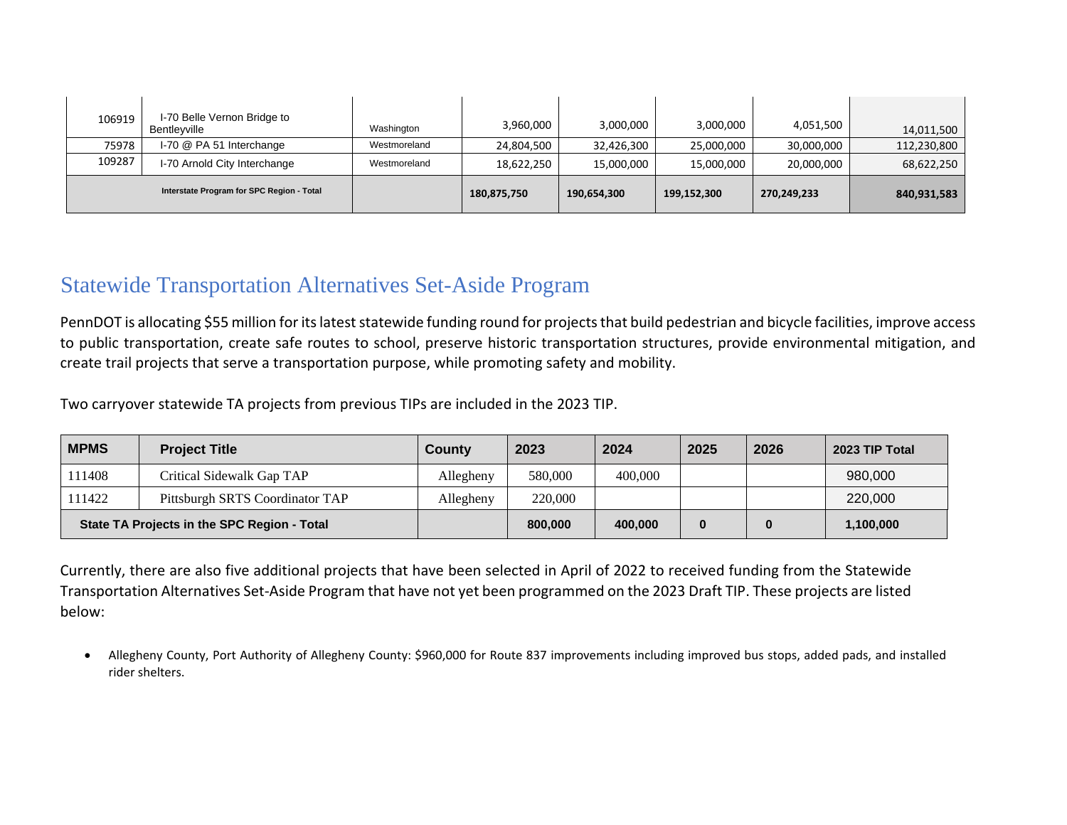| | | | | | | | |
|---|---|---|---|---|---|---|---|
| 106919 | I-70 Belle Vernon Bridge to Bentleyville | Washington | 3,960,000 | 3,000,000 | 3,000,000 | 4,051,500 | 14,011,500 |
| 75978 | I-70 @ PA 51 Interchange | Westmoreland | 24,804,500 | 32,426,300 | 25,000,000 | 30,000,000 | 112,230,800 |
| 109287 | I-70 Arnold City Interchange | Westmoreland | 18,622,250 | 15,000,000 | 15,000,000 | 20,000,000 | 68,622,250 |
| **Interstate Program for SPC Region - Total** | | | **180,875,750** | **190,654,300** | **199,152,300** | **270,249,233** | **840,931,583** |

## Statewide Transportation Alternatives Set-Aside Program

PennDOT is allocating $55 million for its latest statewide funding round for projects that build pedestrian and bicycle facilities, improve access to public transportation, create safe routes to school, preserve historic transportation structures, provide environmental mitigation, and create trail projects that serve a transportation purpose, while promoting safety and mobility.

Two carryover statewide TA projects from previous TIPs are included in the 2023 TIP.

| MPMS | Project Title | County | 2023 | 2024 | 2025 | 2026 | 2023 TIP Total |
|---|---|---|---|---|---|---|---|
| 111408 | Critical Sidewalk Gap TAP | Allegheny | 580,000 | 400,000 | | | 980,000 |
| 111422 | Pittsburgh SRTS Coordinator TAP | Allegheny | 220,000 | | | | 220,000 |
| **State TA Projects in the SPC Region - Total** | | | **800,000** | **400,000** | **0** | **0** | **1,100,000** |

Currently, there are also five additional projects that have been selected in April of 2022 to received funding from the Statewide Transportation Alternatives Set-Aside Program that have not yet been programmed on the 2023 Draft TIP. These projects are listed below:

- Allegheny County, Port Authority of Allegheny County: $960,000 for Route 837 improvements including improved bus stops, added pads, and installed rider shelters.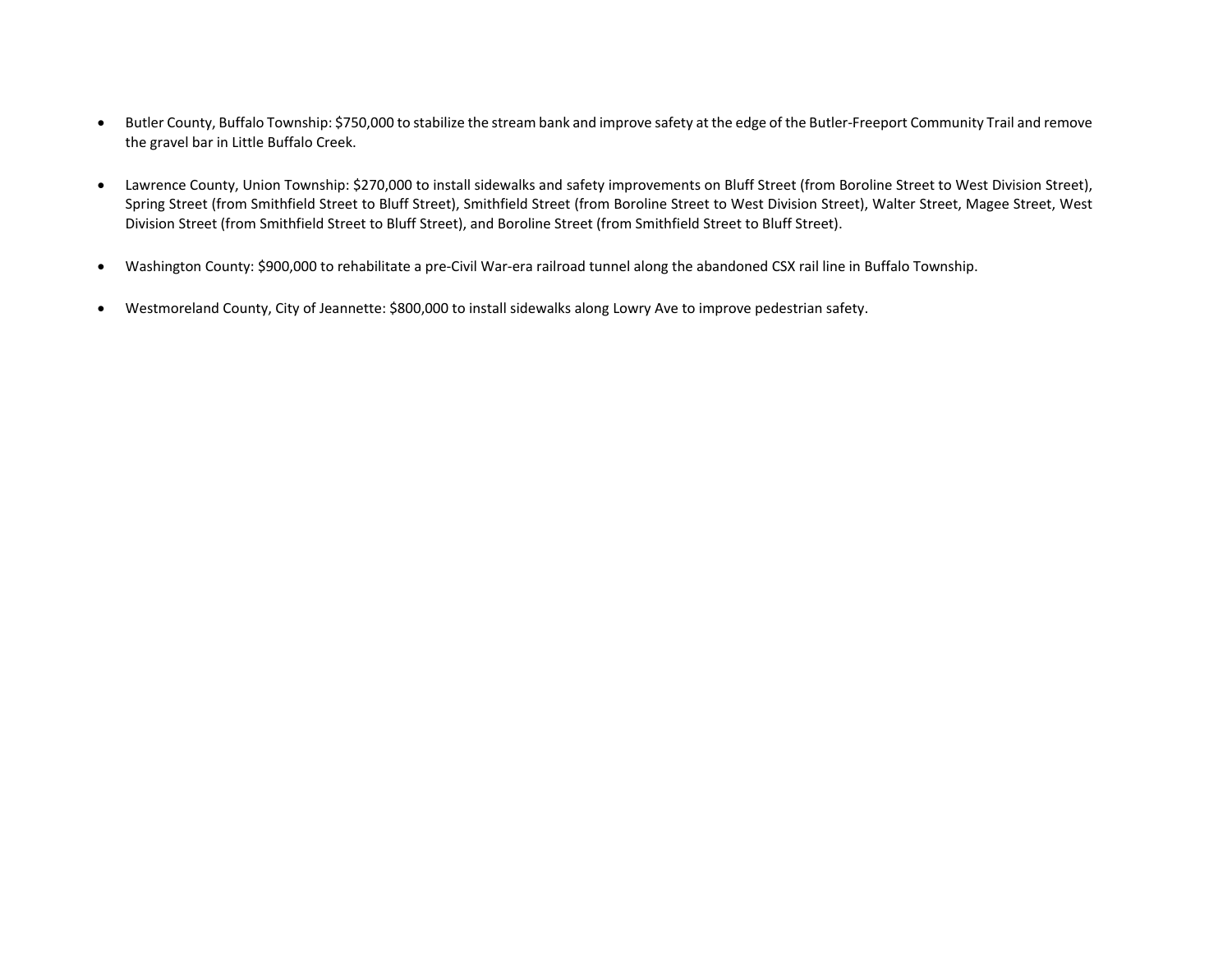- Butler County, Buffalo Township: $750,000 to stabilize the stream bank and improve safety at the edge of the Butler-Freeport Community Trail and remove the gravel bar in Little Buffalo Creek.

- Lawrence County, Union Township: $270,000 to install sidewalks and safety improvements on Bluff Street (from Boroline Street to West Division Street), Spring Street (from Smithfield Street to Bluff Street), Smithfield Street (from Boroline Street to West Division Street), Walter Street, Magee Street, West Division Street (from Smithfield Street to Bluff Street), and Boroline Street (from Smithfield Street to Bluff Street).

- Washington County: $900,000 to rehabilitate a pre-Civil War-era railroad tunnel along the abandoned CSX rail line in Buffalo Township.

- Westmoreland County, City of Jeannette: $800,000 to install sidewalks along Lowry Ave to improve pedestrian safety.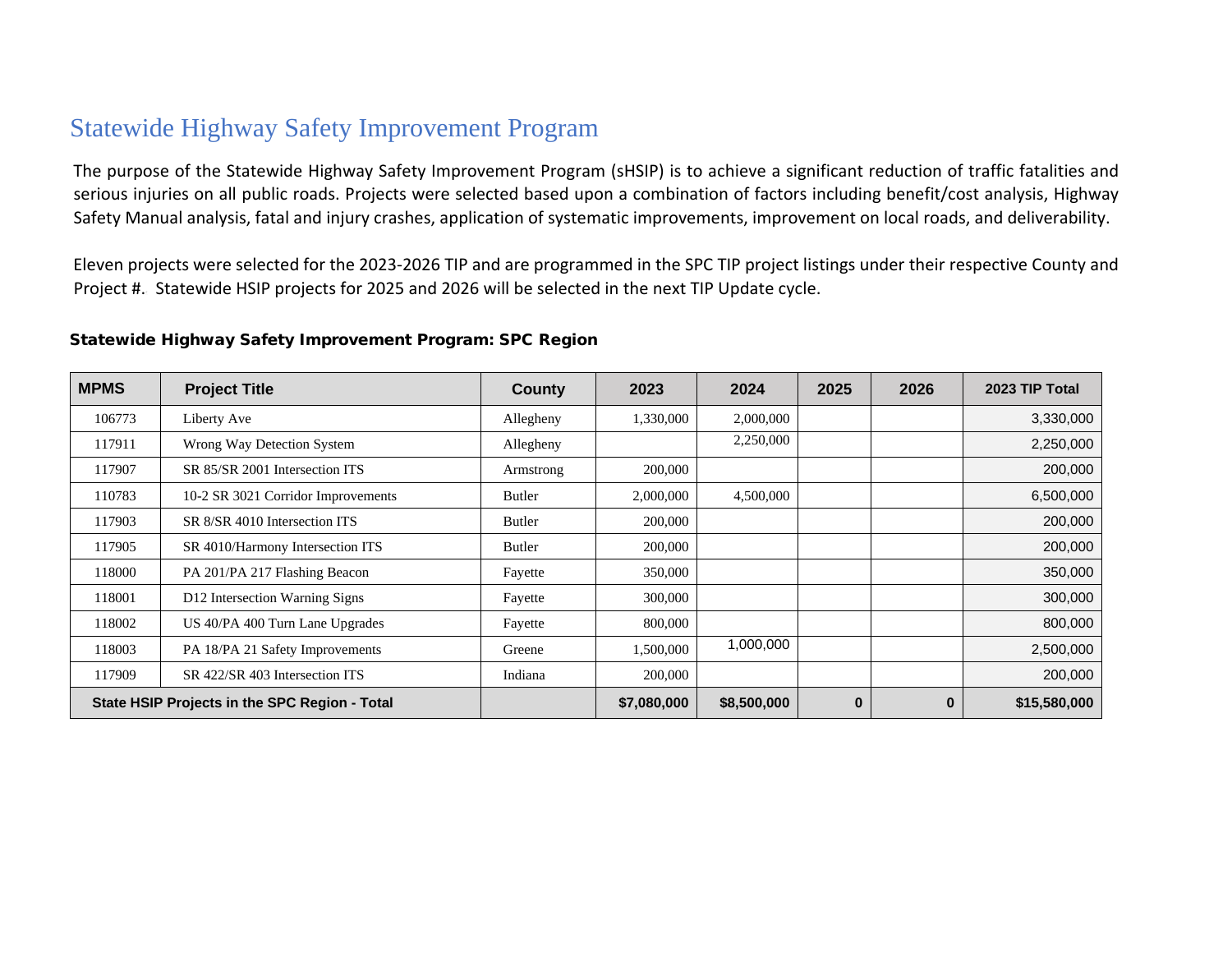# Statewide Highway Safety Improvement Program

The purpose of the Statewide Highway Safety Improvement Program (sHSIP) is to achieve a significant reduction of traffic fatalities and serious injuries on all public roads. Projects were selected based upon a combination of factors including benefit/cost analysis, Highway Safety Manual analysis, fatal and injury crashes, application of systematic improvements, improvement on local roads, and deliverability.

Eleven projects were selected for the 2023-2026 TIP and are programmed in the SPC TIP project listings under their respective County and Project #. Statewide HSIP projects for 2025 and 2026 will be selected in the next TIP Update cycle.

### Statewide Highway Safety Improvement Program: SPC Region

| MPMS | Project Title | County | 2023 | 2024 | 2025 | 2026 | 2023 TIP Total |
|---|---|---|---|---|---|---|---|
| 106773 | Liberty Ave | Allegheny | 1,330,000 | 2,000,000 | | | 3,330,000 |
| 117911 | Wrong Way Detection System | Allegheny | | 2,250,000 | | | 2,250,000 |
| 117907 | SR 85/SR 2001 Intersection ITS | Armstrong | 200,000 | | | | 200,000 |
| 110783 | 10-2 SR 3021 Corridor Improvements | Butler | 2,000,000 | 4,500,000 | | | 6,500,000 |
| 117903 | SR 8/SR 4010 Intersection ITS | Butler | 200,000 | | | | 200,000 |
| 117905 | SR 4010/Harmony Intersection ITS | Butler | 200,000 | | | | 200,000 |
| 118000 | PA 201/PA 217 Flashing Beacon | Fayette | 350,000 | | | | 350,000 |
| 118001 | D12 Intersection Warning Signs | Fayette | 300,000 | | | | 300,000 |
| 118002 | US 40/PA 400 Turn Lane Upgrades | Fayette | 800,000 | | | | 800,000 |
| 118003 | PA 18/PA 21 Safety Improvements | Greene | 1,500,000 | 1,000,000 | | | 2,500,000 |
| 117909 | SR 422/SR 403 Intersection ITS | Indiana | 200,000 | | | | 200,000 |
| **State HSIP Projects in the SPC Region - Total** | | | **$7,080,000** | **$8,500,000** | **0** | **0** | **$15,580,000** |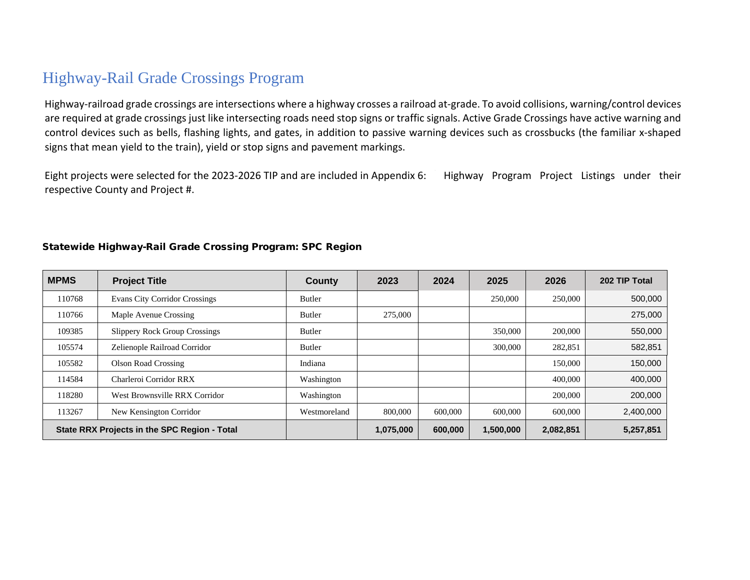# Highway-Rail Grade Crossings Program

Highway-railroad grade crossings are intersections where a highway crosses a railroad at-grade. To avoid collisions, warning/control devices are required at grade crossings just like intersecting roads need stop signs or traffic signals. Active Grade Crossings have active warning and control devices such as bells, flashing lights, and gates, in addition to passive warning devices such as crossbucks (the familiar x-shaped signs that mean yield to the train), yield or stop signs and pavement markings.

Eight projects were selected for the 2023-2026 TIP and are included in Appendix 6: Highway Program Project Listings under their respective County and Project #.

**Statewide Highway-Rail Grade Crossing Program: SPC Region**

| MPMS | Project Title | County | 2023 | 2024 | 2025 | 2026 | 202 TIP Total |
|---|---|---|---|---|---|---|---|
| 110768 | Evans City Corridor Crossings | Butler | | | 250,000 | 250,000 | 500,000 |
| 110766 | Maple Avenue Crossing | Butler | 275,000 | | | | 275,000 |
| 109385 | Slippery Rock Group Crossings | Butler | | | 350,000 | 200,000 | 550,000 |
| 105574 | Zelienople Railroad Corridor | Butler | | | 300,000 | 282,851 | 582,851 |
| 105582 | Olson Road Crossing | Indiana | | | | 150,000 | 150,000 |
| 114584 | Charleroi Corridor RRX | Washington | | | | 400,000 | 400,000 |
| 118280 | West Brownsville RRX Corridor | Washington | | | | 200,000 | 200,000 |
| 113267 | New Kensington Corridor | Westmoreland | 800,000 | 600,000 | 600,000 | 600,000 | 2,400,000 |
| **State RRX Projects in the SPC Region - Total** | | | **1,075,000** | **600,000** | **1,500,000** | **2,082,851** | **5,257,851** |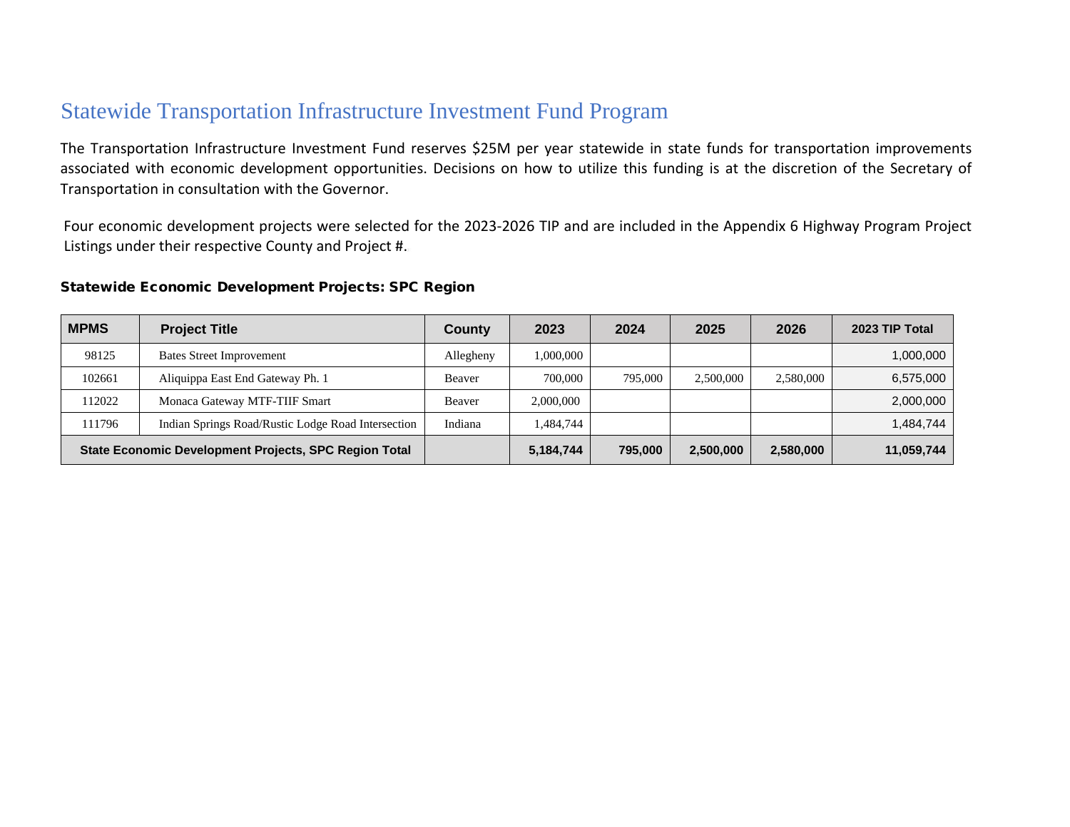# Statewide Transportation Infrastructure Investment Fund Program

The Transportation Infrastructure Investment Fund reserves $25M per year statewide in state funds for transportation improvements associated with economic development opportunities. Decisions on how to utilize this funding is at the discretion of the Secretary of Transportation in consultation with the Governor.

Four economic development projects were selected for the 2023-2026 TIP and are included in the Appendix 6 Highway Program Project Listings under their respective County and Project #.

**Statewide Economic Development Projects: SPC Region**

| MPMS | Project Title | County | 2023 | 2024 | 2025 | 2026 | 2023 TIP Total |
|---|---|---|---|---|---|---|---|
| 98125 | Bates Street Improvement | Allegheny | 1,000,000 | | | | 1,000,000 |
| 102661 | Aliquippa East End Gateway Ph. 1 | Beaver | 700,000 | 795,000 | 2,500,000 | 2,580,000 | 6,575,000 |
| 112022 | Monaca Gateway MTF-TIIF Smart | Beaver | 2,000,000 | | | | 2,000,000 |
| 111796 | Indian Springs Road/Rustic Lodge Road Intersection | Indiana | 1,484,744 | | | | 1,484,744 |
| **State Economic Development Projects, SPC Region Total** | | | **5,184,744** | **795,000** | **2,500,000** | **2,580,000** | **11,059,744** |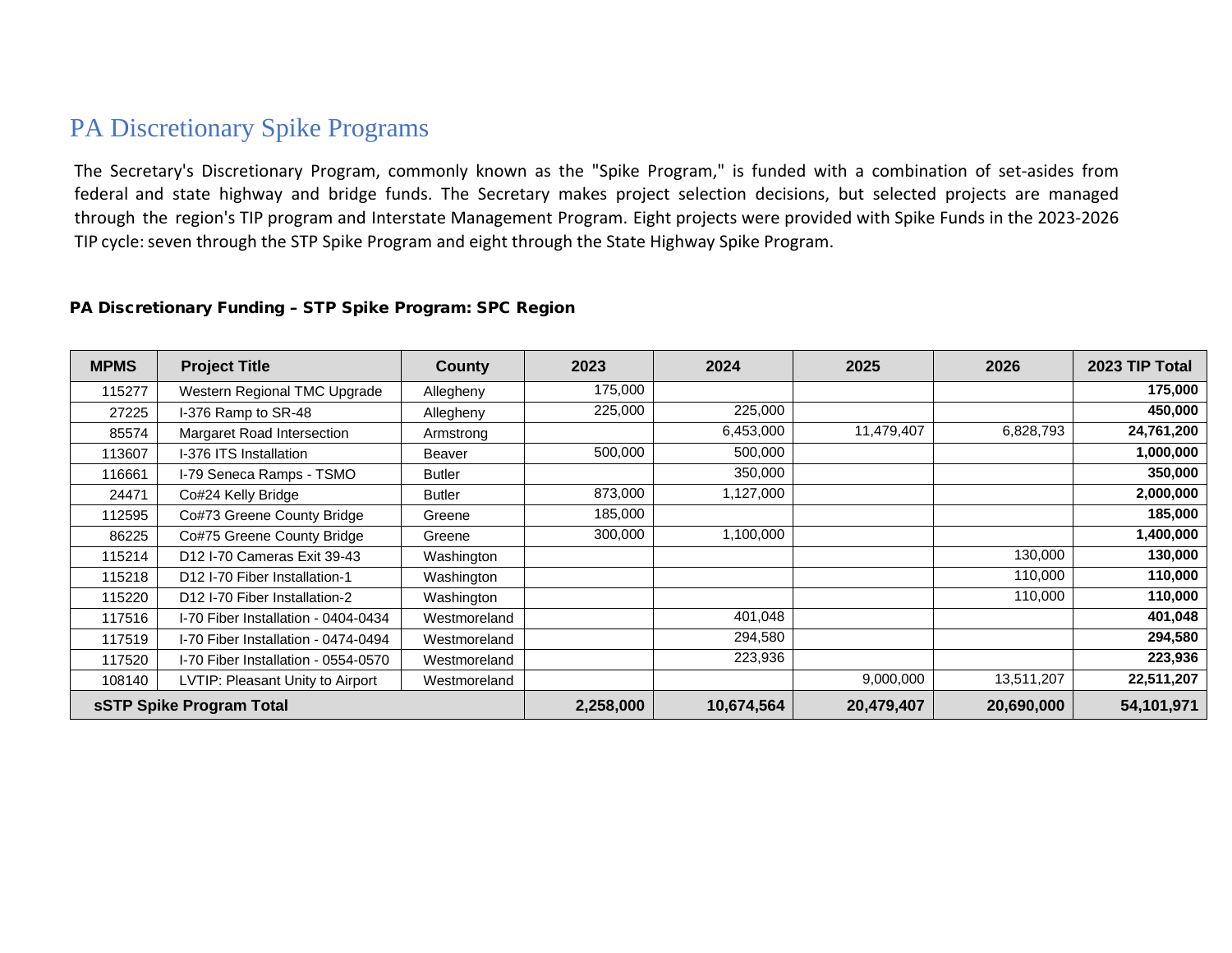# PA Discretionary Spike Programs

The Secretary's Discretionary Program, commonly known as the "Spike Program," is funded with a combination of set-asides from federal and state highway and bridge funds. The Secretary makes project selection decisions, but selected projects are managed through the region's TIP program and Interstate Management Program. Eight projects were provided with Spike Funds in the 2023-2026 TIP cycle: seven through the STP Spike Program and eight through the State Highway Spike Program.

### PA Discretionary Funding – STP Spike Program: SPC Region

| MPMS | Project Title | County | 2023 | 2024 | 2025 | 2026 | 2023 TIP Total |
|---|---|---|---|---|---|---|---|
| 115277 | Western Regional TMC Upgrade | Allegheny | 175,000 | | | | **175,000** |
| 27225 | I-376 Ramp to SR-48 | Allegheny | 225,000 | 225,000 | | | **450,000** |
| 85574 | Margaret Road Intersection | Armstrong | | 6,453,000 | 11,479,407 | 6,828,793 | **24,761,200** |
| 113607 | I-376 ITS Installation | Beaver | 500,000 | 500,000 | | | **1,000,000** |
| 116661 | I-79 Seneca Ramps - TSMO | Butler | | 350,000 | | | **350,000** |
| 24471 | Co#24 Kelly Bridge | Butler | 873,000 | 1,127,000 | | | **2,000,000** |
| 112595 | Co#73 Greene County Bridge | Greene | 185,000 | | | | **185,000** |
| 86225 | Co#75 Greene County Bridge | Greene | 300,000 | 1,100,000 | | | **1,400,000** |
| 115214 | D12 I-70 Cameras Exit 39-43 | Washington | | | | 130,000 | **130,000** |
| 115218 | D12 I-70 Fiber Installation-1 | Washington | | | | 110,000 | **110,000** |
| 115220 | D12 I-70 Fiber Installation-2 | Washington | | | | 110,000 | **110,000** |
| 117516 | I-70 Fiber Installation - 0404-0434 | Westmoreland | | 401,048 | | | **401,048** |
| 117519 | I-70 Fiber Installation - 0474-0494 | Westmoreland | | 294,580 | | | **294,580** |
| 117520 | I-70 Fiber Installation - 0554-0570 | Westmoreland | | 223,936 | | | **223,936** |
| 108140 | LVTIP: Pleasant Unity to Airport | Westmoreland | | | 9,000,000 | 13,511,207 | **22,511,207** |
| **sSTP Spike Program Total** | | | **2,258,000** | **10,674,564** | **20,479,407** | **20,690,000** | **54,101,971** |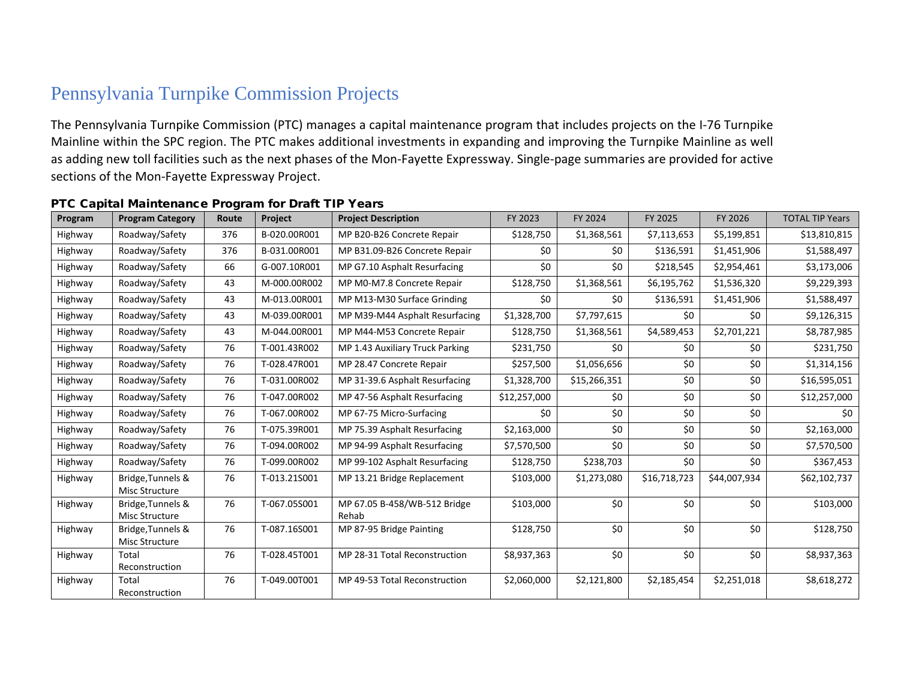# Pennsylvania Turnpike Commission Projects

The Pennsylvania Turnpike Commission (PTC) manages a capital maintenance program that includes projects on the I-76 Turnpike Mainline within the SPC region. The PTC makes additional investments in expanding and improving the Turnpike Mainline as well as adding new toll facilities such as the next phases of the Mon-Fayette Expressway. Single-page summaries are provided for active sections of the Mon-Fayette Expressway Project.

### PTC Capital Maintenance Program for Draft TIP Years

| Program | Program Category | Route | Project | Project Description | FY 2023 | FY 2024 | FY 2025 | FY 2026 | TOTAL TIP Years |
|---|---|---|---|---|---|---|---|---|---|
| Highway | Roadway/Safety | 376 | B-020.00R001 | MP B20-B26 Concrete Repair | $128,750 | $1,368,561 | $7,113,653 | $5,199,851 | $13,810,815 |
| Highway | Roadway/Safety | 376 | B-031.00R001 | MP B31.09-B26 Concrete Repair | $0 | $0 | $136,591 | $1,451,906 | $1,588,497 |
| Highway | Roadway/Safety | 66 | G-007.10R001 | MP G7.10 Asphalt Resurfacing | $0 | $0 | $218,545 | $2,954,461 | $3,173,006 |
| Highway | Roadway/Safety | 43 | M-000.00R002 | MP M0-M7.8 Concrete Repair | $128,750 | $1,368,561 | $6,195,762 | $1,536,320 | $9,229,393 |
| Highway | Roadway/Safety | 43 | M-013.00R001 | MP M13-M30 Surface Grinding | $0 | $0 | $136,591 | $1,451,906 | $1,588,497 |
| Highway | Roadway/Safety | 43 | M-039.00R001 | MP M39-M44 Asphalt Resurfacing | $1,328,700 | $7,797,615 | $0 | $0 | $9,126,315 |
| Highway | Roadway/Safety | 43 | M-044.00R001 | MP M44-M53 Concrete Repair | $128,750 | $1,368,561 | $4,589,453 | $2,701,221 | $8,787,985 |
| Highway | Roadway/Safety | 76 | T-001.43R002 | MP 1.43 Auxiliary Truck Parking | $231,750 | $0 | $0 | $0 | $231,750 |
| Highway | Roadway/Safety | 76 | T-028.47R001 | MP 28.47 Concrete Repair | $257,500 | $1,056,656 | $0 | $0 | $1,314,156 |
| Highway | Roadway/Safety | 76 | T-031.00R002 | MP 31-39.6 Asphalt Resurfacing | $1,328,700 | $15,266,351 | $0 | $0 | $16,595,051 |
| Highway | Roadway/Safety | 76 | T-047.00R002 | MP 47-56 Asphalt Resurfacing | $12,257,000 | $0 | $0 | $0 | $12,257,000 |
| Highway | Roadway/Safety | 76 | T-067.00R002 | MP 67-75 Micro-Surfacing | $0 | $0 | $0 | $0 | $0 |
| Highway | Roadway/Safety | 76 | T-075.39R001 | MP 75.39 Asphalt Resurfacing | $2,163,000 | $0 | $0 | $0 | $2,163,000 |
| Highway | Roadway/Safety | 76 | T-094.00R002 | MP 94-99 Asphalt Resurfacing | $7,570,500 | $0 | $0 | $0 | $7,570,500 |
| Highway | Roadway/Safety | 76 | T-099.00R002 | MP 99-102 Asphalt Resurfacing | $128,750 | $238,703 | $0 | $0 | $367,453 |
| Highway | Bridge,Tunnels & Misc Structure | 76 | T-013.21S001 | MP 13.21 Bridge Replacement | $103,000 | $1,273,080 | $16,718,723 | $44,007,934 | $62,102,737 |
| Highway | Bridge,Tunnels & Misc Structure | 76 | T-067.05S001 | MP 67.05 B-458/WB-512 Bridge Rehab | $103,000 | $0 | $0 | $0 | $103,000 |
| Highway | Bridge,Tunnels & Misc Structure | 76 | T-087.16S001 | MP 87-95 Bridge Painting | $128,750 | $0 | $0 | $0 | $128,750 |
| Highway | Total Reconstruction | 76 | T-028.45T001 | MP 28-31 Total Reconstruction | $8,937,363 | $0 | $0 | $0 | $8,937,363 |
| Highway | Total Reconstruction | 76 | T-049.00T001 | MP 49-53 Total Reconstruction | $2,060,000 | $2,121,800 | $2,185,454 | $2,251,018 | $8,618,272 |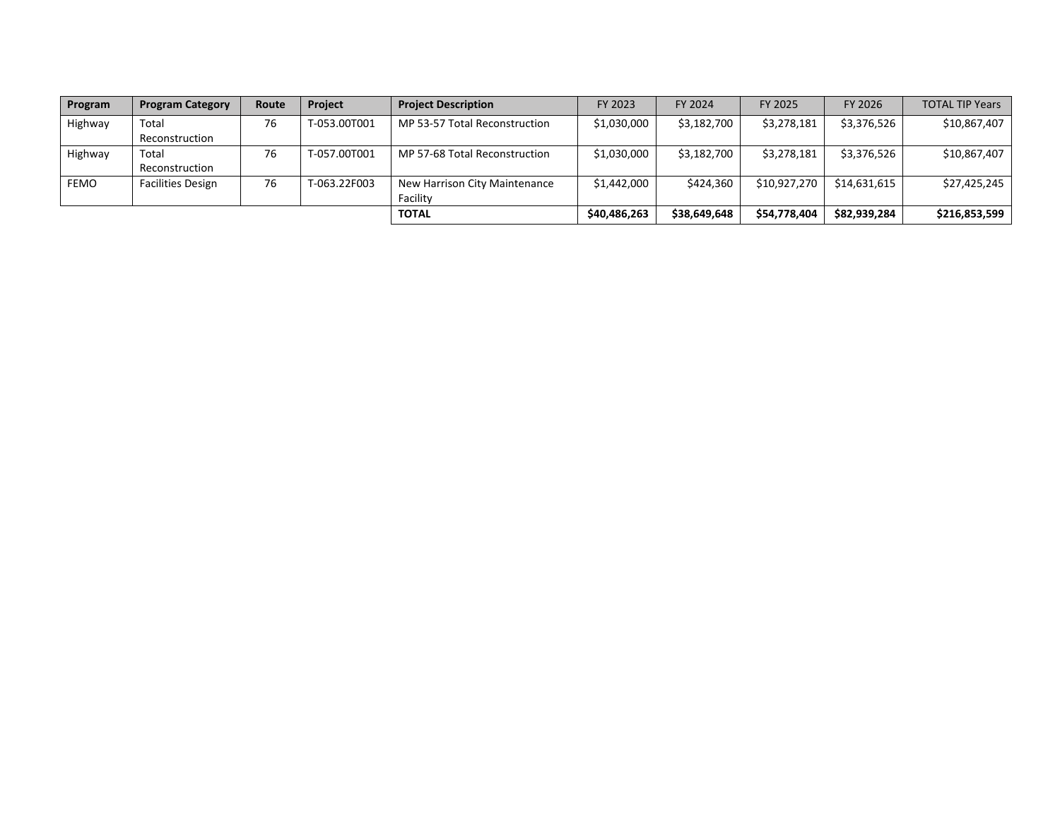| Program | Program Category | Route | Project | Project Description | FY 2023 | FY 2024 | FY 2025 | FY 2026 | TOTAL TIP Years |
|---|---|---|---|---|---|---|---|---|---|
| Highway | Total Reconstruction | 76 | T-053.00T001 | MP 53-57 Total Reconstruction | $1,030,000 | $3,182,700 | $3,278,181 | $3,376,526 | $10,867,407 |
| Highway | Total Reconstruction | 76 | T-057.00T001 | MP 57-68 Total Reconstruction | $1,030,000 | $3,182,700 | $3,278,181 | $3,376,526 | $10,867,407 |
| FEMO | Facilities Design | 76 | T-063.22F003 | New Harrison City Maintenance Facility | $1,442,000 | $424,360 | $10,927,270 | $14,631,615 | $27,425,245 |
| | | | | **TOTAL** | **$40,486,263** | **$38,649,648** | **$54,778,404** | **$82,939,284** | **$216,853,599** |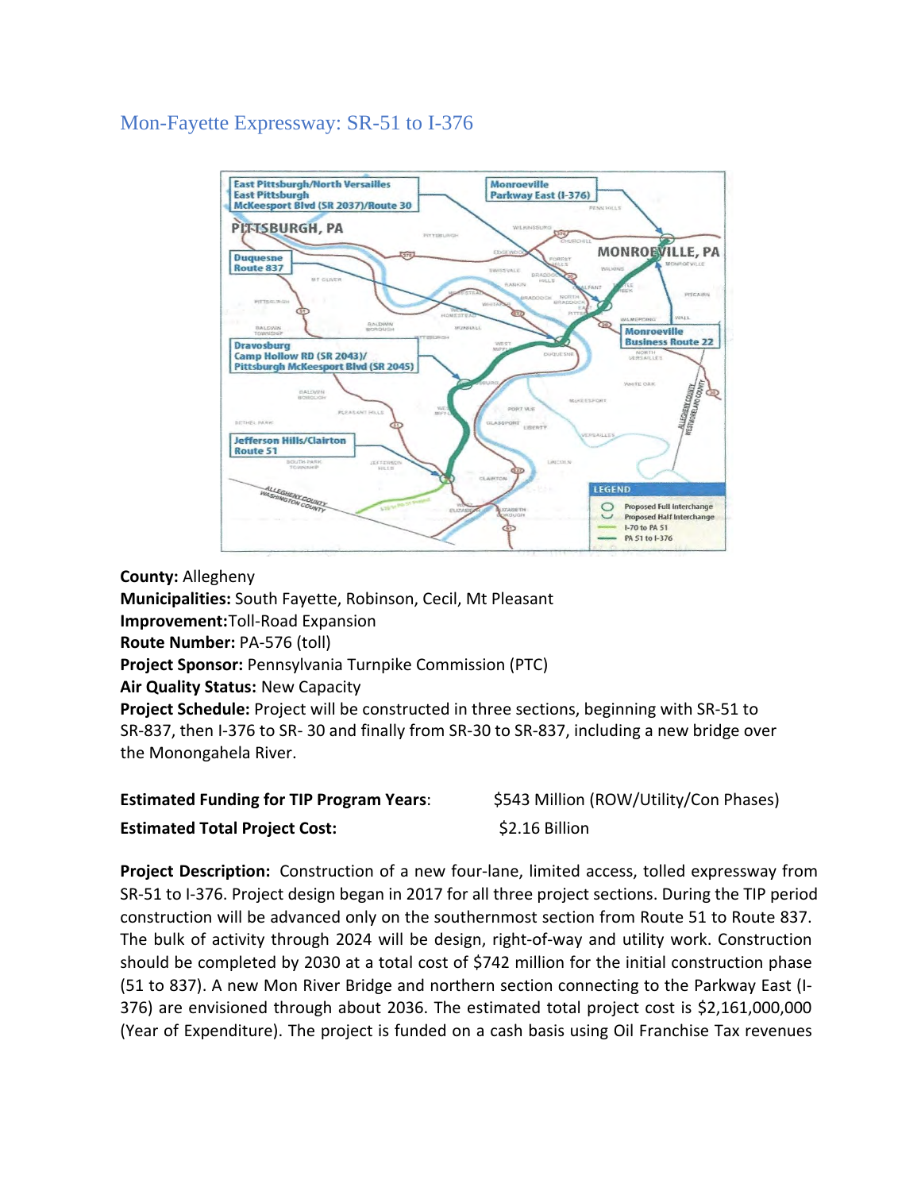## Mon-Fayette Expressway: SR-51 to I-376

**County:** Allegheny
**Municipalities:** South Fayette, Robinson, Cecil, Mt Pleasant
**Improvement:** Toll-Road Expansion
**Route Number:** PA-576 (toll)
**Project Sponsor:** Pennsylvania Turnpike Commission (PTC)
**Air Quality Status:** New Capacity
**Project Schedule:** Project will be constructed in three sections, beginning with SR-51 to SR-837, then I-376 to SR- 30 and finally from SR-30 to SR-837, including a new bridge over the Monongahela River.

| | |
|---|---|
| **Estimated Funding for TIP Program Years**: | $543 Million (ROW/Utility/Con Phases) |
| **Estimated Total Project Cost:** | $2.16 Billion |

**Project Description:** Construction of a new four-lane, limited access, tolled expressway from SR-51 to I-376. Project design began in 2017 for all three project sections. During the TIP period construction will be advanced only on the southernmost section from Route 51 to Route 837. The bulk of activity through 2024 will be design, right-of-way and utility work. Construction should be completed by 2030 at a total cost of $742 million for the initial construction phase (51 to 837). A new Mon River Bridge and northern section connecting to the Parkway East (I-376) are envisioned through about 2036. The estimated total project cost is $2,161,000,000 (Year of Expenditure). The project is funded on a cash basis using Oil Franchise Tax revenues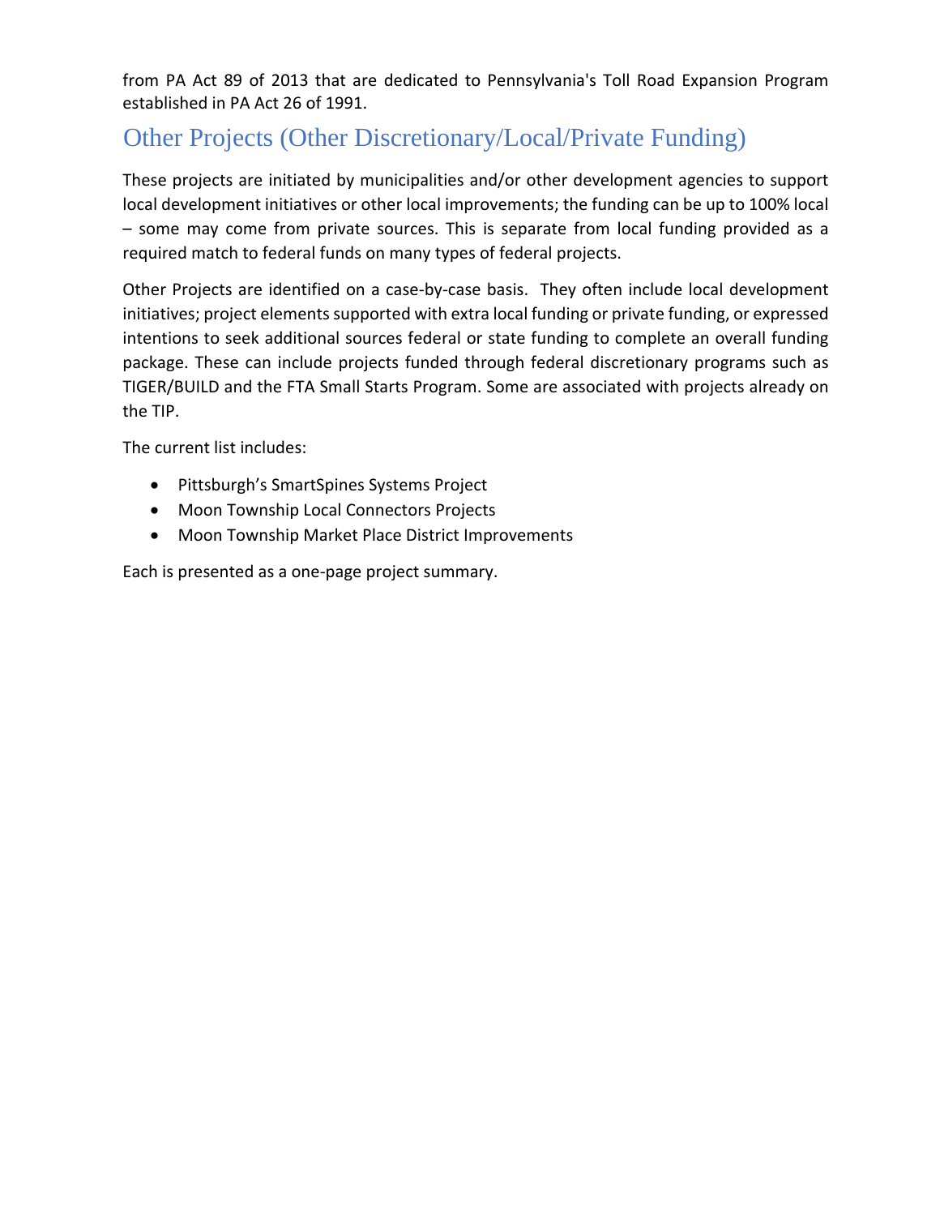from PA Act 89 of 2013 that are dedicated to Pennsylvania's Toll Road Expansion Program established in PA Act 26 of 1991.

## Other Projects (Other Discretionary/Local/Private Funding)

These projects are initiated by municipalities and/or other development agencies to support local development initiatives or other local improvements; the funding can be up to 100% local – some may come from private sources. This is separate from local funding provided as a required match to federal funds on many types of federal projects.

Other Projects are identified on a case-by-case basis. They often include local development initiatives; project elements supported with extra local funding or private funding, or expressed intentions to seek additional sources federal or state funding to complete an overall funding package. These can include projects funded through federal discretionary programs such as TIGER/BUILD and the FTA Small Starts Program. Some are associated with projects already on the TIP.

The current list includes:

- Pittsburgh's SmartSpines Systems Project
- Moon Township Local Connectors Projects
- Moon Township Market Place District Improvements

Each is presented as a one-page project summary.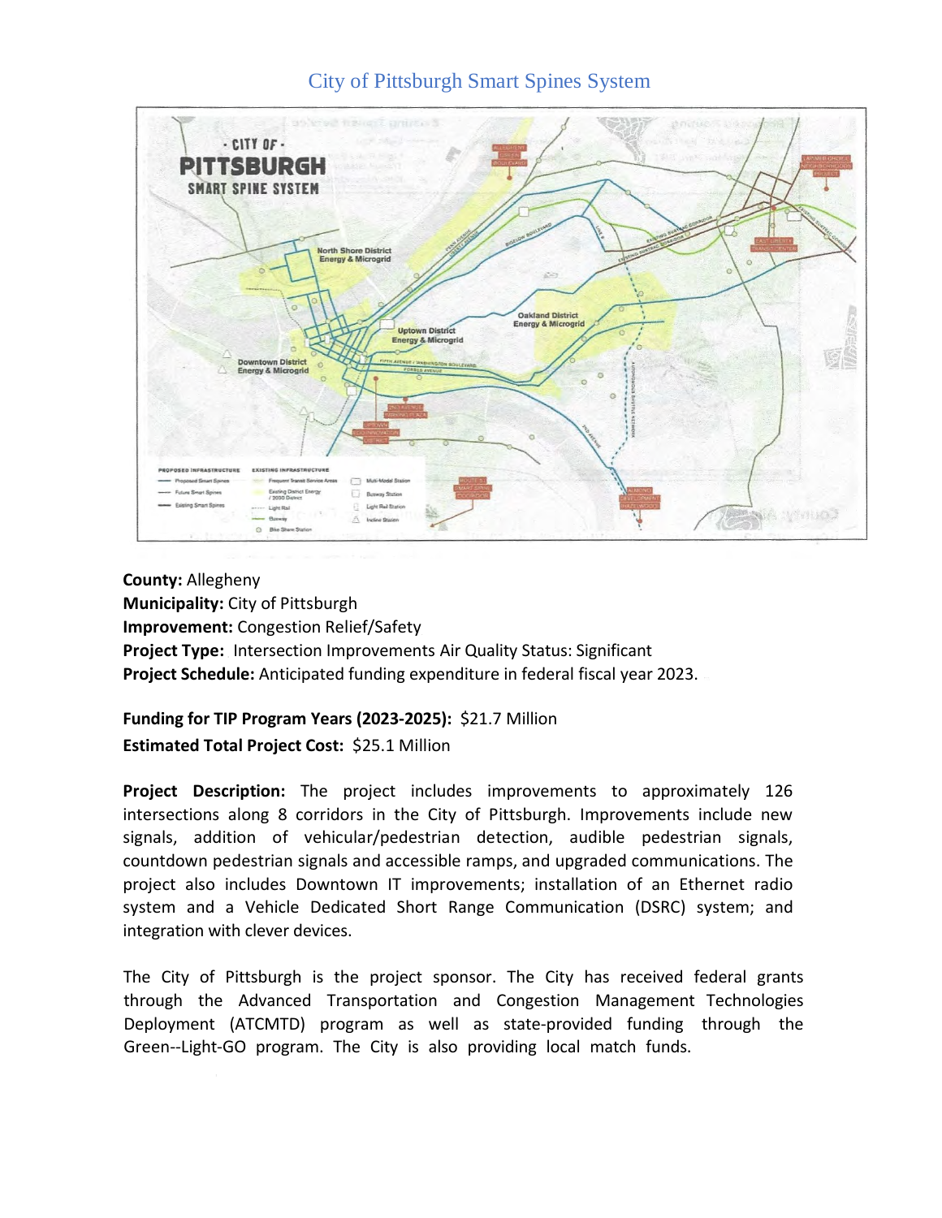## City of Pittsburgh Smart Spines System

**County:** Allegheny
**Municipality:** City of Pittsburgh
**Improvement:** Congestion Relief/Safety
**Project Type:** Intersection Improvements Air Quality Status: Significant
**Project Schedule:** Anticipated funding expenditure in federal fiscal year 2023.

**Funding for TIP Program Years (2023-2025):** $21.7 Million
**Estimated Total Project Cost:** $25.1 Million

**Project Description:** The project includes improvements to approximately 126 intersections along 8 corridors in the City of Pittsburgh. Improvements include new signals, addition of vehicular/pedestrian detection, audible pedestrian signals, countdown pedestrian signals and accessible ramps, and upgraded communications. The project also includes Downtown IT improvements; installation of an Ethernet radio system and a Vehicle Dedicated Short Range Communication (DSRC) system; and integration with clever devices.

The City of Pittsburgh is the project sponsor. The City has received federal grants through the Advanced Transportation and Congestion Management Technologies Deployment (ATCMTD) program as well as state-provided funding through the Green--Light-GO program. The City is also providing local match funds.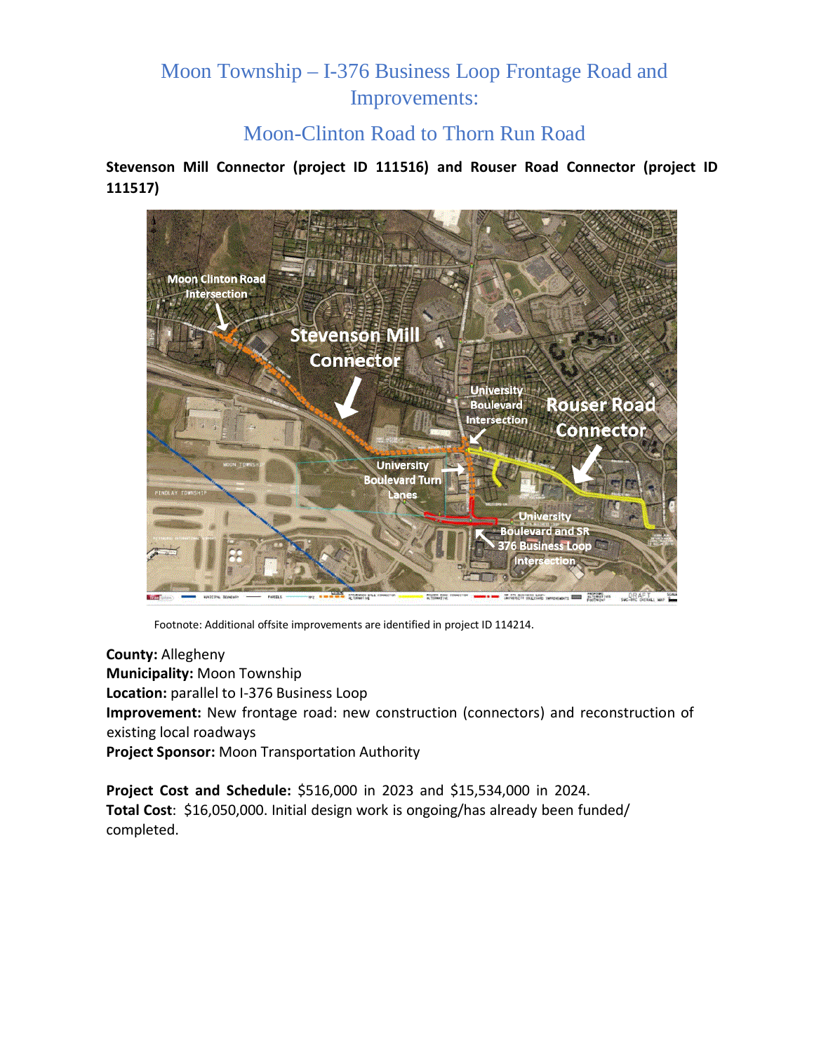# Moon Township – I-376 Business Loop Frontage Road and Improvements:

## Moon-Clinton Road to Thorn Run Road

**Stevenson Mill Connector (project ID 111516) and Rouser Road Connector (project ID 111517)**

Footnote: Additional offsite improvements are identified in project ID 114214.

**County:** Allegheny
**Municipality:** Moon Township
**Location:** parallel to I-376 Business Loop
**Improvement:** New frontage road: new construction (connectors) and reconstruction of existing local roadways
**Project Sponsor:** Moon Transportation Authority

**Project Cost and Schedule:** $516,000 in 2023 and $15,534,000 in 2024.
**Total Cost**: $16,050,000. Initial design work is ongoing/has already been funded/ completed.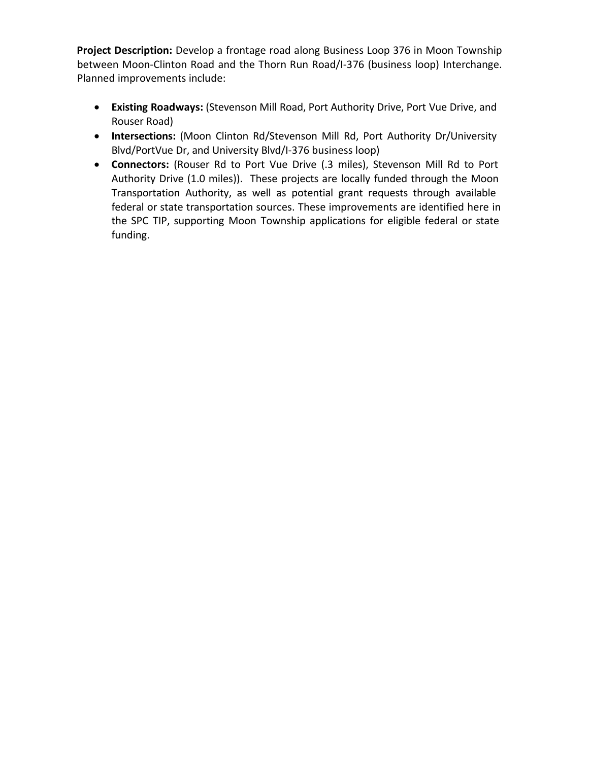**Project Description:** Develop a frontage road along Business Loop 376 in Moon Township between Moon-Clinton Road and the Thorn Run Road/I-376 (business loop) Interchange. Planned improvements include:

- **Existing Roadways:** (Stevenson Mill Road, Port Authority Drive, Port Vue Drive, and Rouser Road)
- **Intersections:** (Moon Clinton Rd/Stevenson Mill Rd, Port Authority Dr/University Blvd/PortVue Dr, and University Blvd/I-376 business loop)
- **Connectors:** (Rouser Rd to Port Vue Drive (.3 miles), Stevenson Mill Rd to Port Authority Drive (1.0 miles)). These projects are locally funded through the Moon Transportation Authority, as well as potential grant requests through available federal or state transportation sources. These improvements are identified here in the SPC TIP, supporting Moon Township applications for eligible federal or state funding.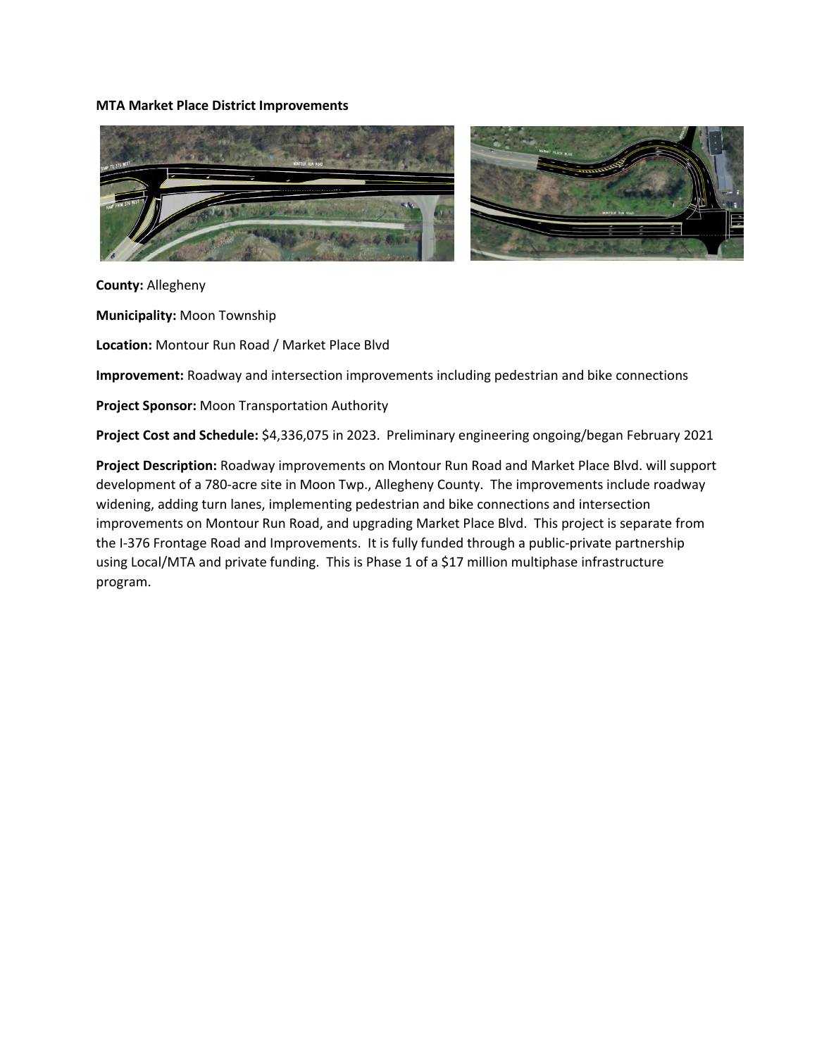**MTA Market Place District Improvements**

**County:** Allegheny

**Municipality:** Moon Township

**Location:** Montour Run Road / Market Place Blvd

**Improvement:** Roadway and intersection improvements including pedestrian and bike connections

**Project Sponsor:** Moon Transportation Authority

**Project Cost and Schedule:** $4,336,075 in 2023. Preliminary engineering ongoing/began February 2021

**Project Description:** Roadway improvements on Montour Run Road and Market Place Blvd. will support development of a 780-acre site in Moon Twp., Allegheny County. The improvements include roadway widening, adding turn lanes, implementing pedestrian and bike connections and intersection improvements on Montour Run Road, and upgrading Market Place Blvd. This project is separate from the I-376 Frontage Road and Improvements. It is fully funded through a public-private partnership using Local/MTA and private funding. This is Phase 1 of a $17 million multiphase infrastructure program.